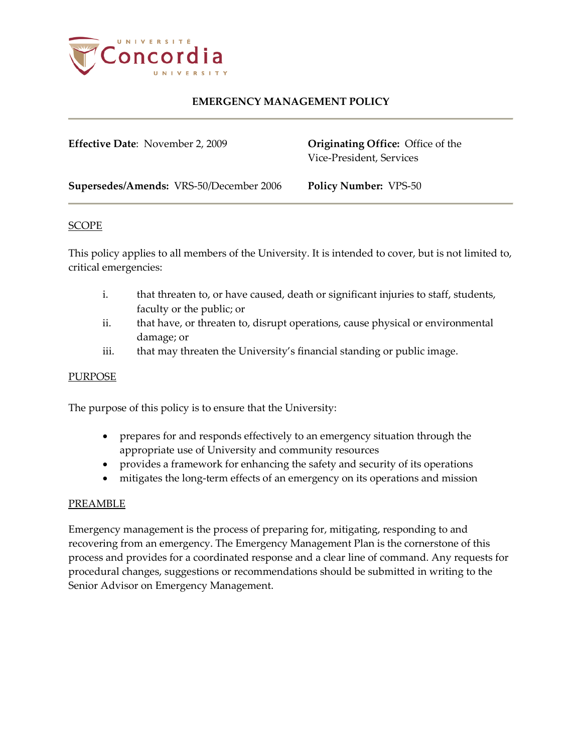# EMERGENCY MANAGEMENT POLICY

**Effective Date**: November 2, 2009

**Originating Office:** Office of the Vice-President, Services

**Supersedes/Amends:** VRS-50/December 2006

**Policy Number:** VPS-50

## SCOPE

This policy applies to all members of the University. It is intended to cover, but is not limited to, critical emergencies:

i. that threaten to, or have caused, death or significant injuries to staff, students, faculty or the public; or
ii. that have, or threaten to, disrupt operations, cause physical or environmental damage; or
iii. that may threaten the University's financial standing or public image.

## PURPOSE

The purpose of this policy is to ensure that the University:

- prepares for and responds effectively to an emergency situation through the appropriate use of University and community resources
- provides a framework for enhancing the safety and security of its operations
- mitigates the long-term effects of an emergency on its operations and mission

## PREAMBLE

Emergency management is the process of preparing for, mitigating, responding to and recovering from an emergency. The Emergency Management Plan is the cornerstone of this process and provides for a coordinated response and a clear line of command. Any requests for procedural changes, suggestions or recommendations should be submitted in writing to the Senior Advisor on Emergency Management.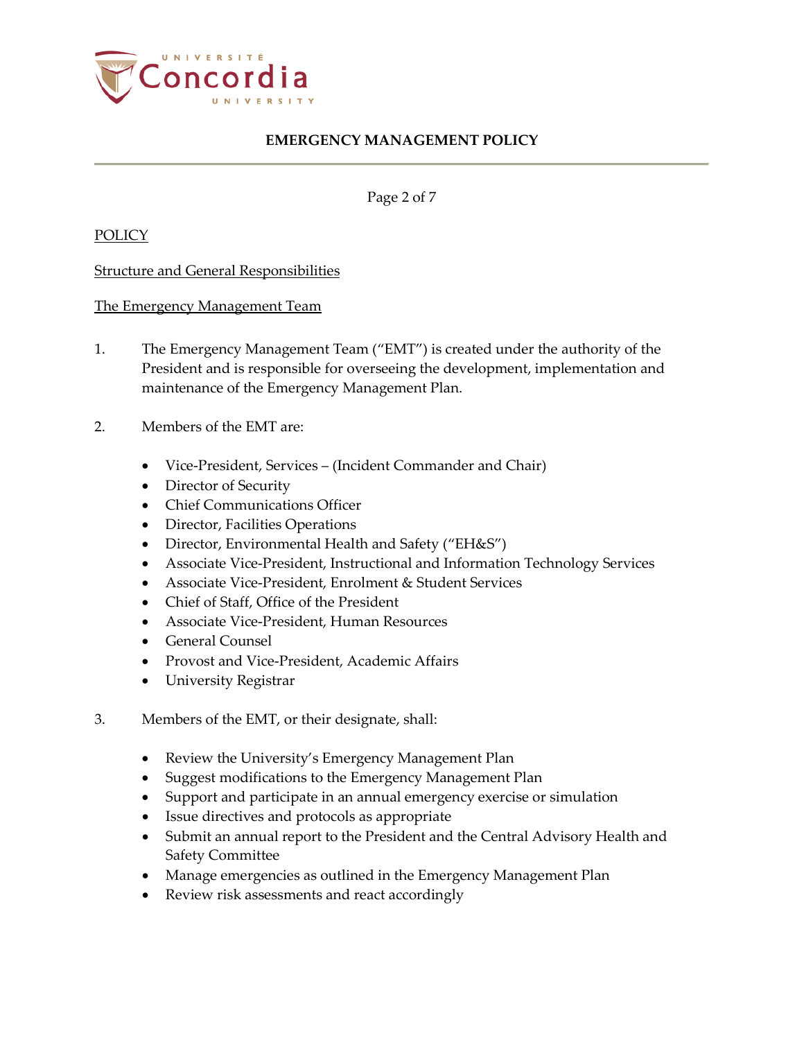POLICY

Structure and General Responsibilities

The Emergency Management Team

1. The Emergency Management Team ("EMT") is created under the authority of the President and is responsible for overseeing the development, implementation and maintenance of the Emergency Management Plan.

2. Members of the EMT are:

   - Vice-President, Services – (Incident Commander and Chair)
   - Director of Security
   - Chief Communications Officer
   - Director, Facilities Operations
   - Director, Environmental Health and Safety ("EH&S")
   - Associate Vice-President, Instructional and Information Technology Services
   - Associate Vice-President, Enrolment & Student Services
   - Chief of Staff, Office of the President
   - Associate Vice-President, Human Resources
   - General Counsel
   - Provost and Vice-President, Academic Affairs
   - University Registrar

3. Members of the EMT, or their designate, shall:

   - Review the University's Emergency Management Plan
   - Suggest modifications to the Emergency Management Plan
   - Support and participate in an annual emergency exercise or simulation
   - Issue directives and protocols as appropriate
   - Submit an annual report to the President and the Central Advisory Health and Safety Committee
   - Manage emergencies as outlined in the Emergency Management Plan
   - Review risk assessments and react accordingly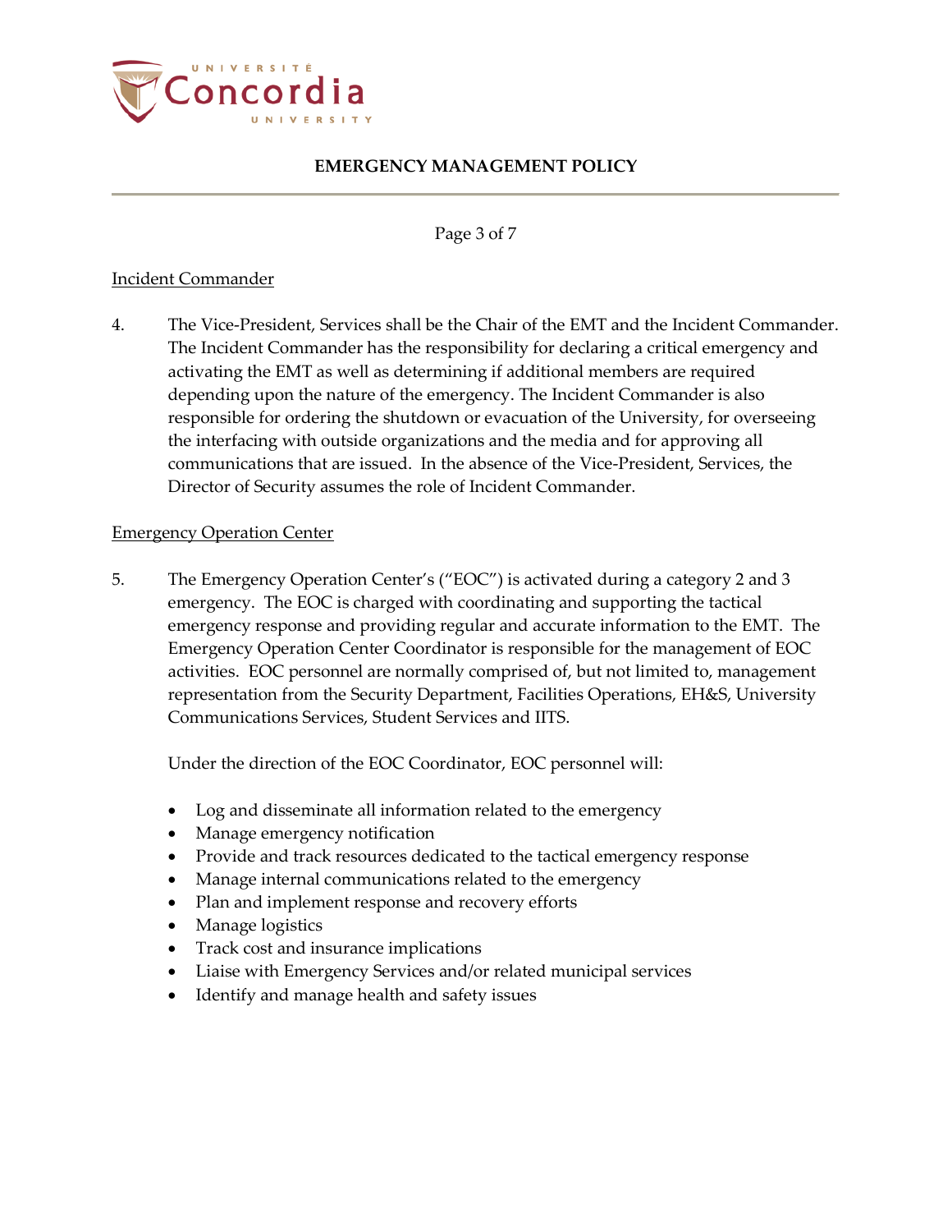### Incident Commander

4. The Vice-President, Services shall be the Chair of the EMT and the Incident Commander. The Incident Commander has the responsibility for declaring a critical emergency and activating the EMT as well as determining if additional members are required depending upon the nature of the emergency. The Incident Commander is also responsible for ordering the shutdown or evacuation of the University, for overseeing the interfacing with outside organizations and the media and for approving all communications that are issued. In the absence of the Vice-President, Services, the Director of Security assumes the role of Incident Commander.

### Emergency Operation Center

5. The Emergency Operation Center's ("EOC") is activated during a category 2 and 3 emergency. The EOC is charged with coordinating and supporting the tactical emergency response and providing regular and accurate information to the EMT. The Emergency Operation Center Coordinator is responsible for the management of EOC activities. EOC personnel are normally comprised of, but not limited to, management representation from the Security Department, Facilities Operations, EH&S, University Communications Services, Student Services and IITS.

   Under the direction of the EOC Coordinator, EOC personnel will:

   - Log and disseminate all information related to the emergency
   - Manage emergency notification
   - Provide and track resources dedicated to the tactical emergency response
   - Manage internal communications related to the emergency
   - Plan and implement response and recovery efforts
   - Manage logistics
   - Track cost and insurance implications
   - Liaise with Emergency Services and/or related municipal services
   - Identify and manage health and safety issues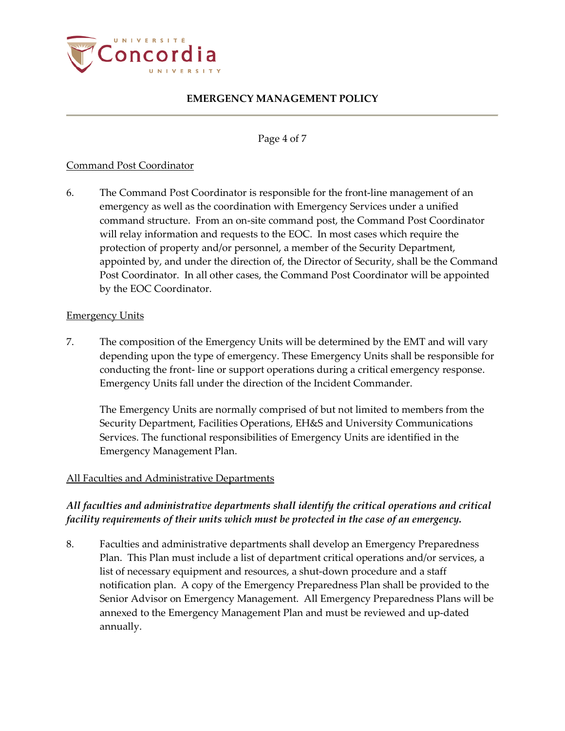Command Post Coordinator

6. The Command Post Coordinator is responsible for the front-line management of an emergency as well as the coordination with Emergency Services under a unified command structure. From an on-site command post, the Command Post Coordinator will relay information and requests to the EOC. In most cases which require the protection of property and/or personnel, a member of the Security Department, appointed by, and under the direction of, the Director of Security, shall be the Command Post Coordinator. In all other cases, the Command Post Coordinator will be appointed by the EOC Coordinator.

Emergency Units

7. The composition of the Emergency Units will be determined by the EMT and will vary depending upon the type of emergency. These Emergency Units shall be responsible for conducting the front- line or support operations during a critical emergency response. Emergency Units fall under the direction of the Incident Commander.

   The Emergency Units are normally comprised of but not limited to members from the Security Department, Facilities Operations, EH&S and University Communications Services. The functional responsibilities of Emergency Units are identified in the Emergency Management Plan.

All Faculties and Administrative Departments

***All faculties and administrative departments shall identify the critical operations and critical facility requirements of their units which must be protected in the case of an emergency.***

8. Faculties and administrative departments shall develop an Emergency Preparedness Plan. This Plan must include a list of department critical operations and/or services, a list of necessary equipment and resources, a shut-down procedure and a staff notification plan. A copy of the Emergency Preparedness Plan shall be provided to the Senior Advisor on Emergency Management. All Emergency Preparedness Plans will be annexed to the Emergency Management Plan and must be reviewed and up-dated annually.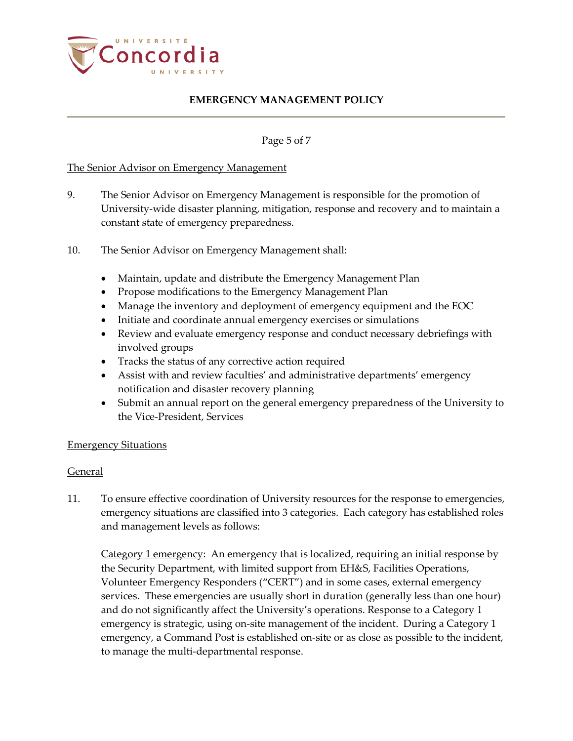The Senior Advisor on Emergency Management

9. The Senior Advisor on Emergency Management is responsible for the promotion of University-wide disaster planning, mitigation, response and recovery and to maintain a constant state of emergency preparedness.

10. The Senior Advisor on Emergency Management shall:

- Maintain, update and distribute the Emergency Management Plan
- Propose modifications to the Emergency Management Plan
- Manage the inventory and deployment of emergency equipment and the EOC
- Initiate and coordinate annual emergency exercises or simulations
- Review and evaluate emergency response and conduct necessary debriefings with involved groups
- Tracks the status of any corrective action required
- Assist with and review faculties' and administrative departments' emergency notification and disaster recovery planning
- Submit an annual report on the general emergency preparedness of the University to the Vice-President, Services

Emergency Situations

General

11. To ensure effective coordination of University resources for the response to emergencies, emergency situations are classified into 3 categories. Each category has established roles and management levels as follows:

Category 1 emergency: An emergency that is localized, requiring an initial response by the Security Department, with limited support from EH&S, Facilities Operations, Volunteer Emergency Responders ("CERT") and in some cases, external emergency services. These emergencies are usually short in duration (generally less than one hour) and do not significantly affect the University's operations. Response to a Category 1 emergency is strategic, using on-site management of the incident. During a Category 1 emergency, a Command Post is established on-site or as close as possible to the incident, to manage the multi-departmental response.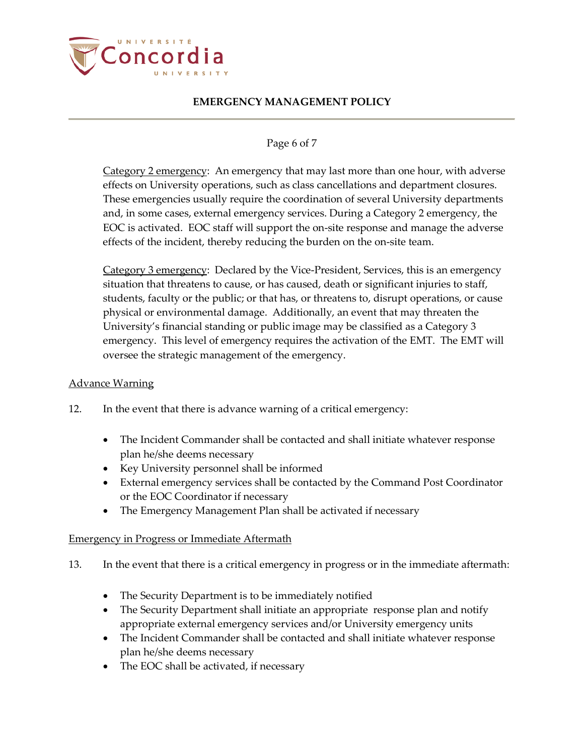Category 2 emergency: An emergency that may last more than one hour, with adverse effects on University operations, such as class cancellations and department closures. These emergencies usually require the coordination of several University departments and, in some cases, external emergency services. During a Category 2 emergency, the EOC is activated. EOC staff will support the on-site response and manage the adverse effects of the incident, thereby reducing the burden on the on-site team.

Category 3 emergency: Declared by the Vice-President, Services, this is an emergency situation that threatens to cause, or has caused, death or significant injuries to staff, students, faculty or the public; or that has, or threatens to, disrupt operations, or cause physical or environmental damage. Additionally, an event that may threaten the University's financial standing or public image may be classified as a Category 3 emergency. This level of emergency requires the activation of the EMT. The EMT will oversee the strategic management of the emergency.

Advance Warning

12. In the event that there is advance warning of a critical emergency:

- The Incident Commander shall be contacted and shall initiate whatever response plan he/she deems necessary
- Key University personnel shall be informed
- External emergency services shall be contacted by the Command Post Coordinator or the EOC Coordinator if necessary
- The Emergency Management Plan shall be activated if necessary

Emergency in Progress or Immediate Aftermath

13. In the event that there is a critical emergency in progress or in the immediate aftermath:

- The Security Department is to be immediately notified
- The Security Department shall initiate an appropriate response plan and notify appropriate external emergency services and/or University emergency units
- The Incident Commander shall be contacted and shall initiate whatever response plan he/she deems necessary
- The EOC shall be activated, if necessary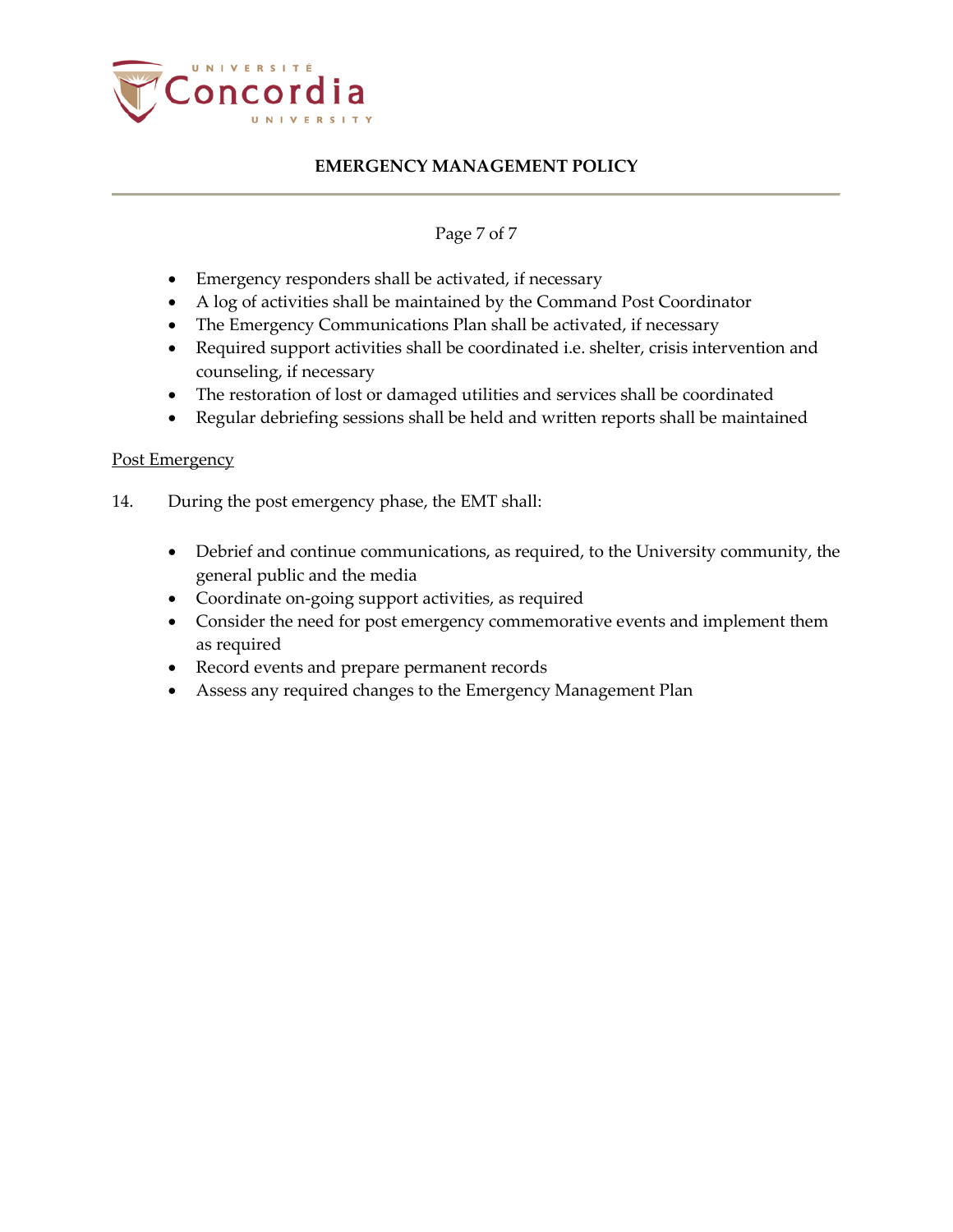- Emergency responders shall be activated, if necessary
- A log of activities shall be maintained by the Command Post Coordinator
- The Emergency Communications Plan shall be activated, if necessary
- Required support activities shall be coordinated i.e. shelter, crisis intervention and counseling, if necessary
- The restoration of lost or damaged utilities and services shall be coordinated
- Regular debriefing sessions shall be held and written reports shall be maintained

<u>Post Emergency</u>

14. During the post emergency phase, the EMT shall:

   - Debrief and continue communications, as required, to the University community, the general public and the media
   - Coordinate on-going support activities, as required
   - Consider the need for post emergency commemorative events and implement them as required
   - Record events and prepare permanent records
   - Assess any required changes to the Emergency Management Plan